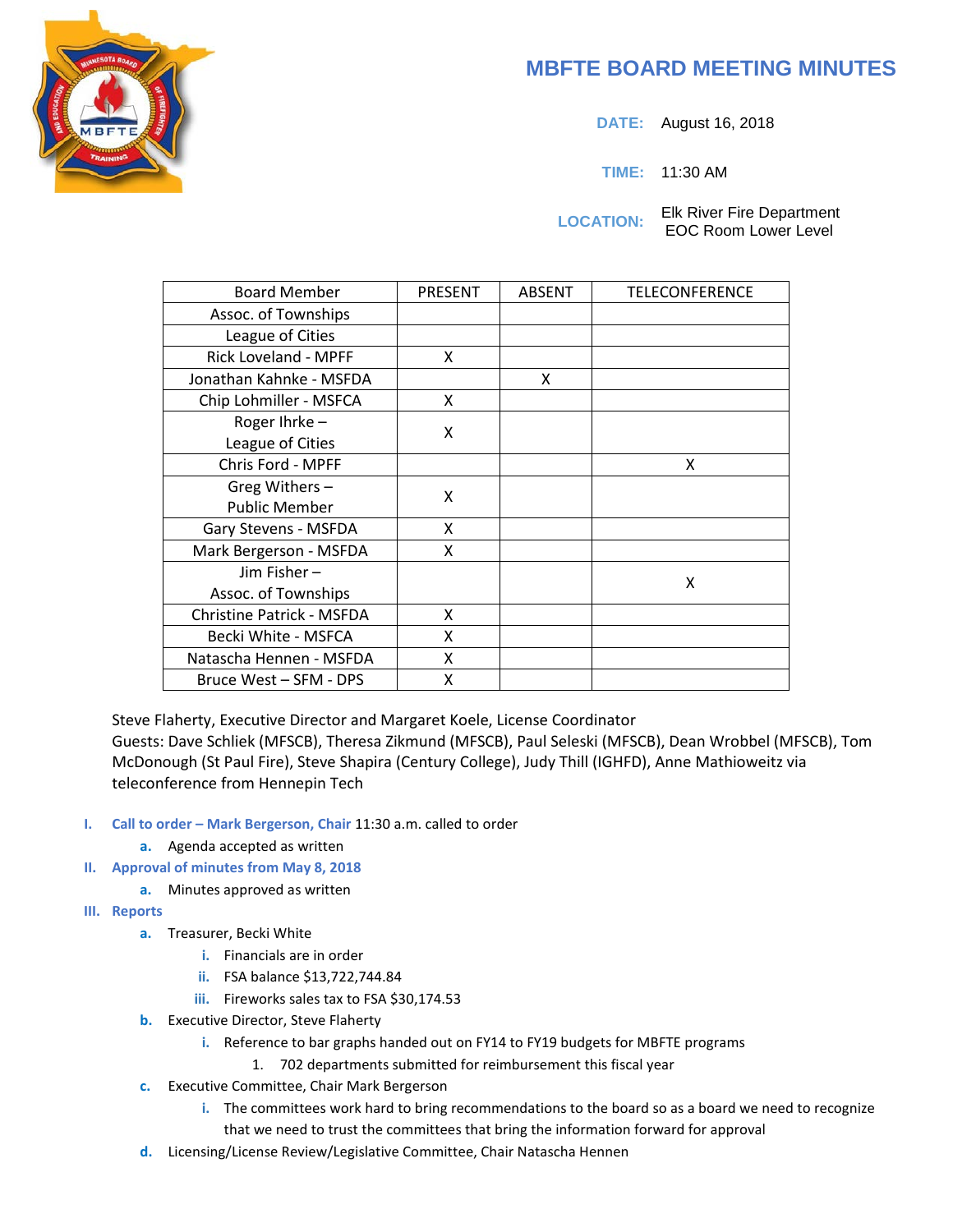# MBFTE BOARD MEETING MINUTES

**DATE:** August 16, 2018

**TIME:** 11:30 AM

**LOCATION:** Elk River Fire Department
EOC Room Lower Level

| Board Member | PRESENT | ABSENT | TELECONFERENCE |
|---|---|---|---|
| Assoc. of Townships | | | |
| League of Cities | | | |
| Rick Loveland - MPFF | X | | |
| Jonathan Kahnke - MSFDA | | X | |
| Chip Lohmiller - MSFCA | X | | |
| Roger Ihrke – League of Cities | X | | |
| Chris Ford - MPFF | | | X |
| Greg Withers – Public Member | X | | |
| Gary Stevens - MSFDA | X | | |
| Mark Bergerson - MSFDA | X | | |
| Jim Fisher – Assoc. of Townships | | | X |
| Christine Patrick - MSFDA | X | | |
| Becki White - MSFCA | X | | |
| Natascha Hennen - MSFDA | X | | |
| Bruce West – SFM - DPS | X | | |

Steve Flaherty, Executive Director and Margaret Koele, License Coordinator
Guests: Dave Schliek (MFSCB), Theresa Zikmund (MFSCB), Paul Seleski (MFSCB), Dean Wrobbel (MFSCB), Tom McDonough (St Paul Fire), Steve Shapira (Century College), Judy Thill (IGHFD), Anne Mathioweitz via teleconference from Hennepin Tech

I. **Call to order – Mark Bergerson, Chair** 11:30 a.m. called to order
   a. Agenda accepted as written
II. **Approval of minutes from May 8, 2018**
   a. Minutes approved as written
III. **Reports**
   a. Treasurer, Becki White
      i. Financials are in order
      ii. FSA balance $13,722,744.84
      iii. Fireworks sales tax to FSA $30,174.53
   b. Executive Director, Steve Flaherty
      i. Reference to bar graphs handed out on FY14 to FY19 budgets for MBFTE programs
         1. 702 departments submitted for reimbursement this fiscal year
   c. Executive Committee, Chair Mark Bergerson
      i. The committees work hard to bring recommendations to the board so as a board we need to recognize that we need to trust the committees that bring the information forward for approval
   d. Licensing/License Review/Legislative Committee, Chair Natascha Hennen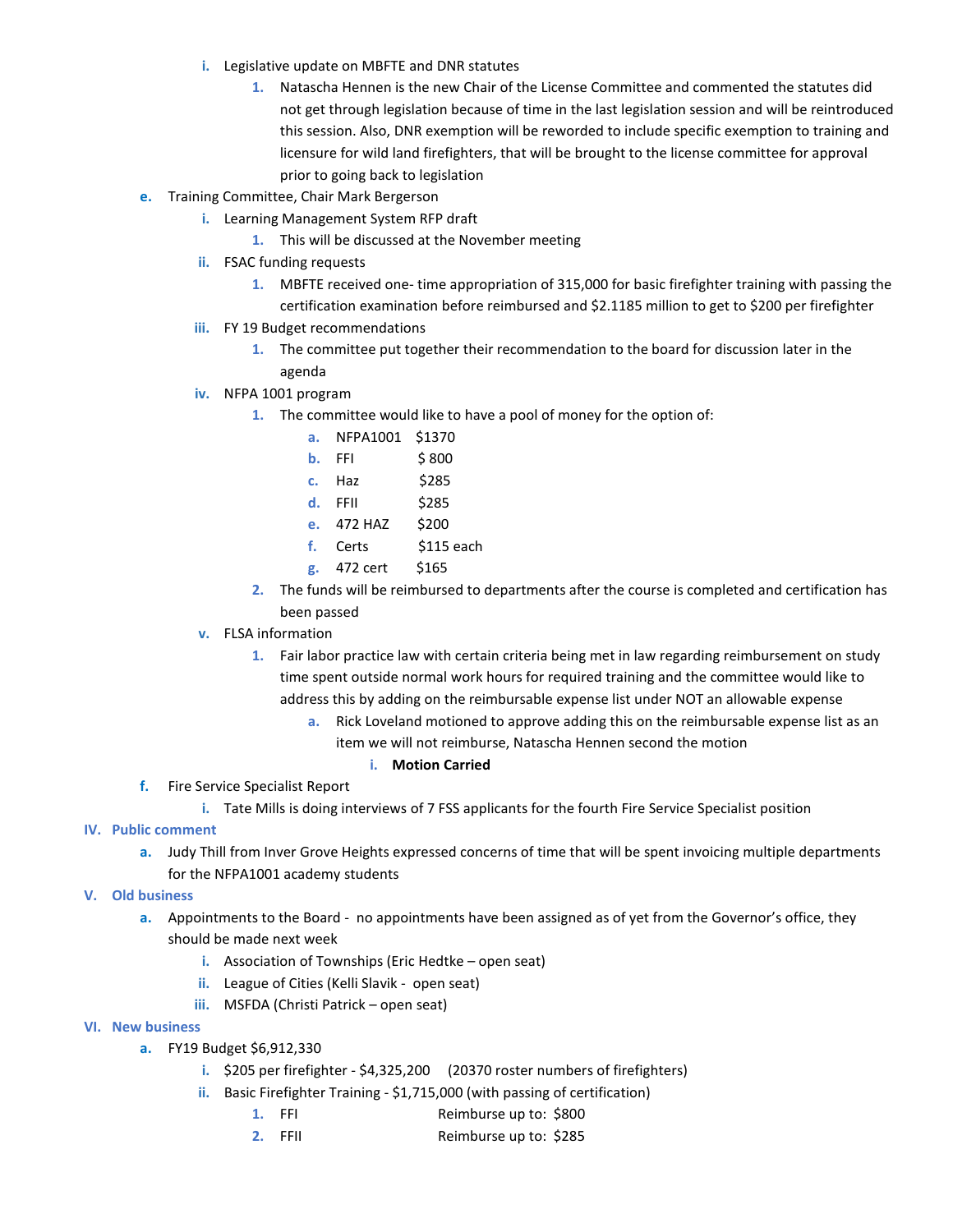- i. Legislative update on MBFTE and DNR statutes
    1. Natascha Hennen is the new Chair of the License Committee and commented the statutes did not get through legislation because of time in the last legislation session and will be reintroduced this session. Also, DNR exemption will be reworded to include specific exemption to training and licensure for wild land firefighters, that will be brought to the license committee for approval prior to going back to legislation

e. Training Committee, Chair Mark Bergerson

- i. Learning Management System RFP draft
    1. This will be discussed at the November meeting
- ii. FSAC funding requests
    1. MBFTE received one- time appropriation of 315,000 for basic firefighter training with passing the certification examination before reimbursed and $2.1185 million to get to $200 per firefighter
- iii. FY 19 Budget recommendations
    1. The committee put together their recommendation to the board for discussion later in the agenda
- iv. NFPA 1001 program
    1. The committee would like to have a pool of money for the option of:
        - a. NFPA1001 $1370
        - b. FFI $ 800
        - c. Haz $285
        - d. FFII $285
        - e. 472 HAZ $200
        - f. Certs $115 each
        - g. 472 cert $165
    2. The funds will be reimbursed to departments after the course is completed and certification has been passed
- v. FLSA information
    1. Fair labor practice law with certain criteria being met in law regarding reimbursement on study time spent outside normal work hours for required training and the committee would like to address this by adding on the reimbursable expense list under NOT an allowable expense
        - a. Rick Loveland motioned to approve adding this on the reimbursable expense list as an item we will not reimburse, Natascha Hennen second the motion
            - i. **Motion Carried**

f. Fire Service Specialist Report

- i. Tate Mills is doing interviews of 7 FSS applicants for the fourth Fire Service Specialist position

## IV. Public comment

a. Judy Thill from Inver Grove Heights expressed concerns of time that will be spent invoicing multiple departments for the NFPA1001 academy students

## V. Old business

a. Appointments to the Board - no appointments have been assigned as of yet from the Governor's office, they should be made next week

- i. Association of Townships (Eric Hedtke – open seat)
- ii. League of Cities (Kelli Slavik - open seat)
- iii. MSFDA (Christi Patrick – open seat)

## VI. New business

a. FY19 Budget $6,912,330

- i. $205 per firefighter - $4,325,200 (20370 roster numbers of firefighters)
- ii. Basic Firefighter Training - $1,715,000 (with passing of certification)
    1. FFI Reimburse up to: $800
    2. FFII Reimburse up to: $285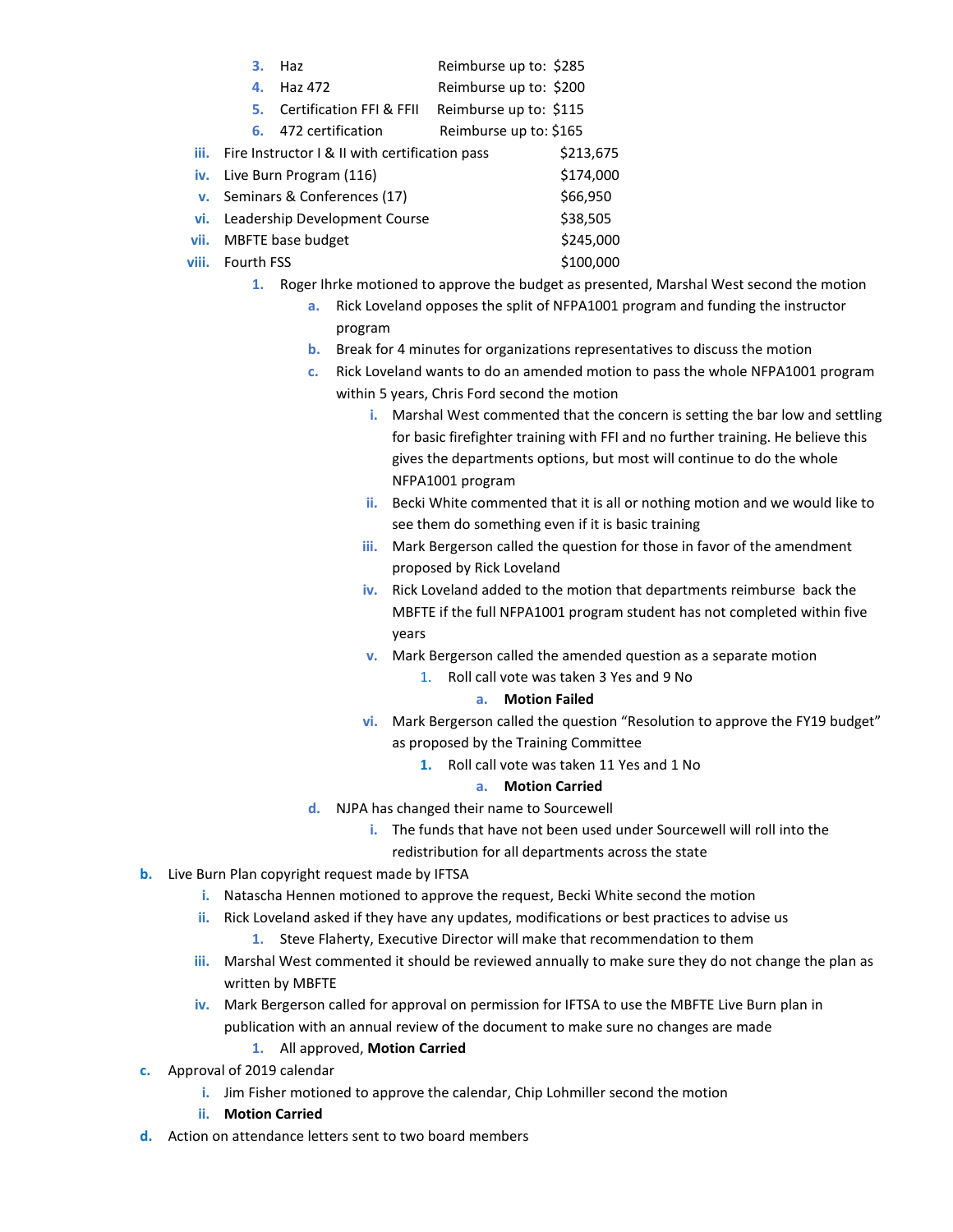3. Haz Reimburse up to: $285
4. Haz 472 Reimburse up to: $200
5. Certification FFI & FFII Reimburse up to: $115
6. 472 certification Reimburse up to: $165

iii. Fire Instructor I & II with certification pass $213,675

iv. Live Burn Program (116) $174,000

v. Seminars & Conferences (17) $66,950

vi. Leadership Development Course $38,505

vii. MBFTE base budget $245,000

viii. Fourth FSS $100,000

1. Roger Ihrke motioned to approve the budget as presented, Marshal West second the motion
   a. Rick Loveland opposes the split of NFPA1001 program and funding the instructor program
   b. Break for 4 minutes for organizations representatives to discuss the motion
   c. Rick Loveland wants to do an amended motion to pass the whole NFPA1001 program within 5 years, Chris Ford second the motion
      i. Marshal West commented that the concern is setting the bar low and settling for basic firefighter training with FFI and no further training. He believe this gives the departments options, but most will continue to do the whole NFPA1001 program
      ii. Becki White commented that it is all or nothing motion and we would like to see them do something even if it is basic training
      iii. Mark Bergerson called the question for those in favor of the amendment proposed by Rick Loveland
      iv. Rick Loveland added to the motion that departments reimburse back the MBFTE if the full NFPA1001 program student has not completed within five years
      v. Mark Bergerson called the amended question as a separate motion
         1. Roll call vote was taken 3 Yes and 9 No
            a. **Motion Failed**
      vi. Mark Bergerson called the question "Resolution to approve the FY19 budget" as proposed by the Training Committee
         1. Roll call vote was taken 11 Yes and 1 No
            a. **Motion Carried**
   d. NJPA has changed their name to Sourcewell
      i. The funds that have not been used under Sourcewell will roll into the redistribution for all departments across the state

b. Live Burn Plan copyright request made by IFTSA
   i. Natascha Hennen motioned to approve the request, Becki White second the motion
   ii. Rick Loveland asked if they have any updates, modifications or best practices to advise us
      1. Steve Flaherty, Executive Director will make that recommendation to them
   iii. Marshal West commented it should be reviewed annually to make sure they do not change the plan as written by MBFTE
   iv. Mark Bergerson called for approval on permission for IFTSA to use the MBFTE Live Burn plan in publication with an annual review of the document to make sure no changes are made
      1. All approved, **Motion Carried**

c. Approval of 2019 calendar
   i. Jim Fisher motioned to approve the calendar, Chip Lohmiller second the motion
   ii. **Motion Carried**

d. Action on attendance letters sent to two board members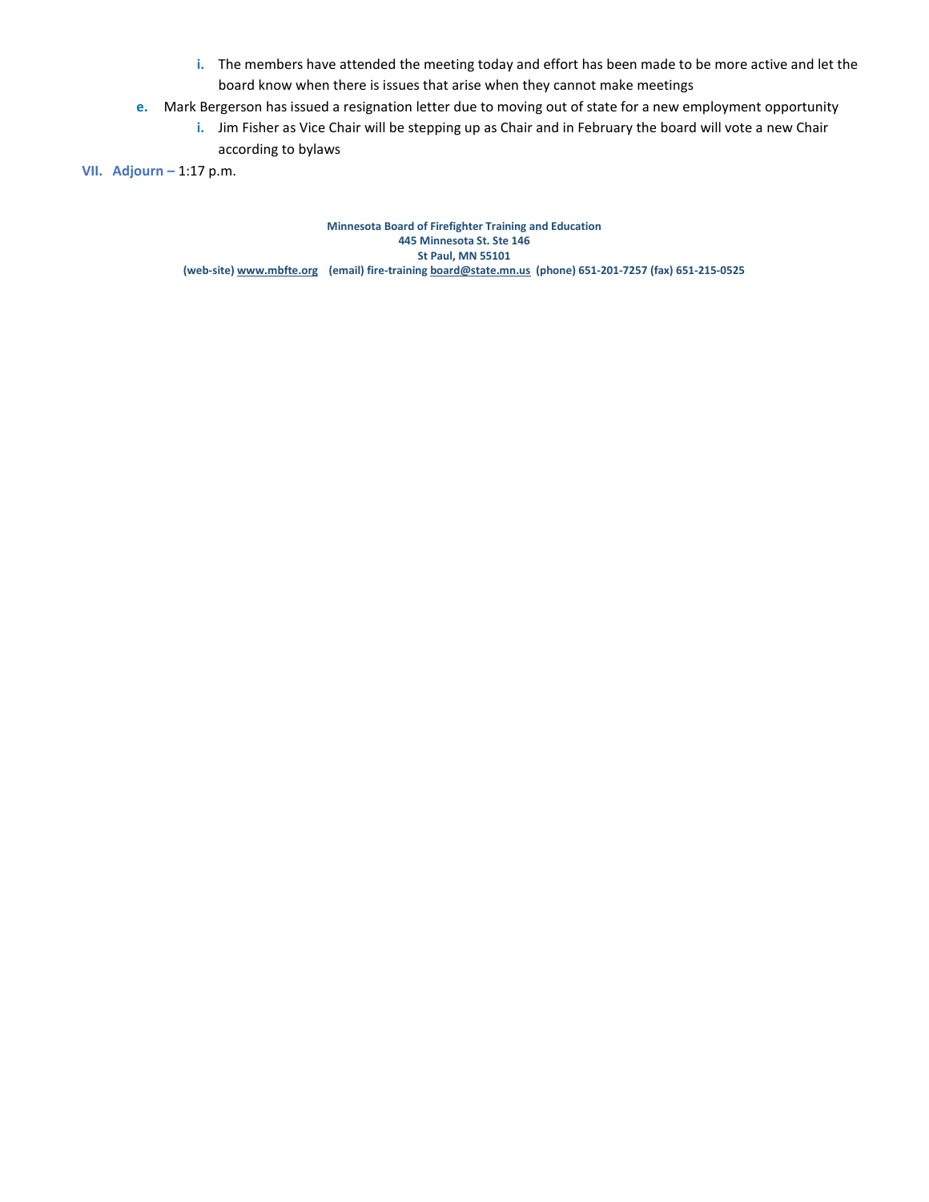i. The members have attended the meeting today and effort has been made to be more active and let the board know when there is issues that arise when they cannot make meetings

   e. Mark Bergerson has issued a resignation letter due to moving out of state for a new employment opportunity
      i. Jim Fisher as Vice Chair will be stepping up as Chair and in February the board will vote a new Chair according to bylaws

VII. **Adjourn –** 1:17 p.m.

**Minnesota Board of Firefighter Training and Education**
**445 Minnesota St. Ste 146**
**St Paul, MN 55101**
**(web-site) www.mbfte.org (email) fire-training board@state.mn.us (phone) 651-201-7257 (fax) 651-215-0525**